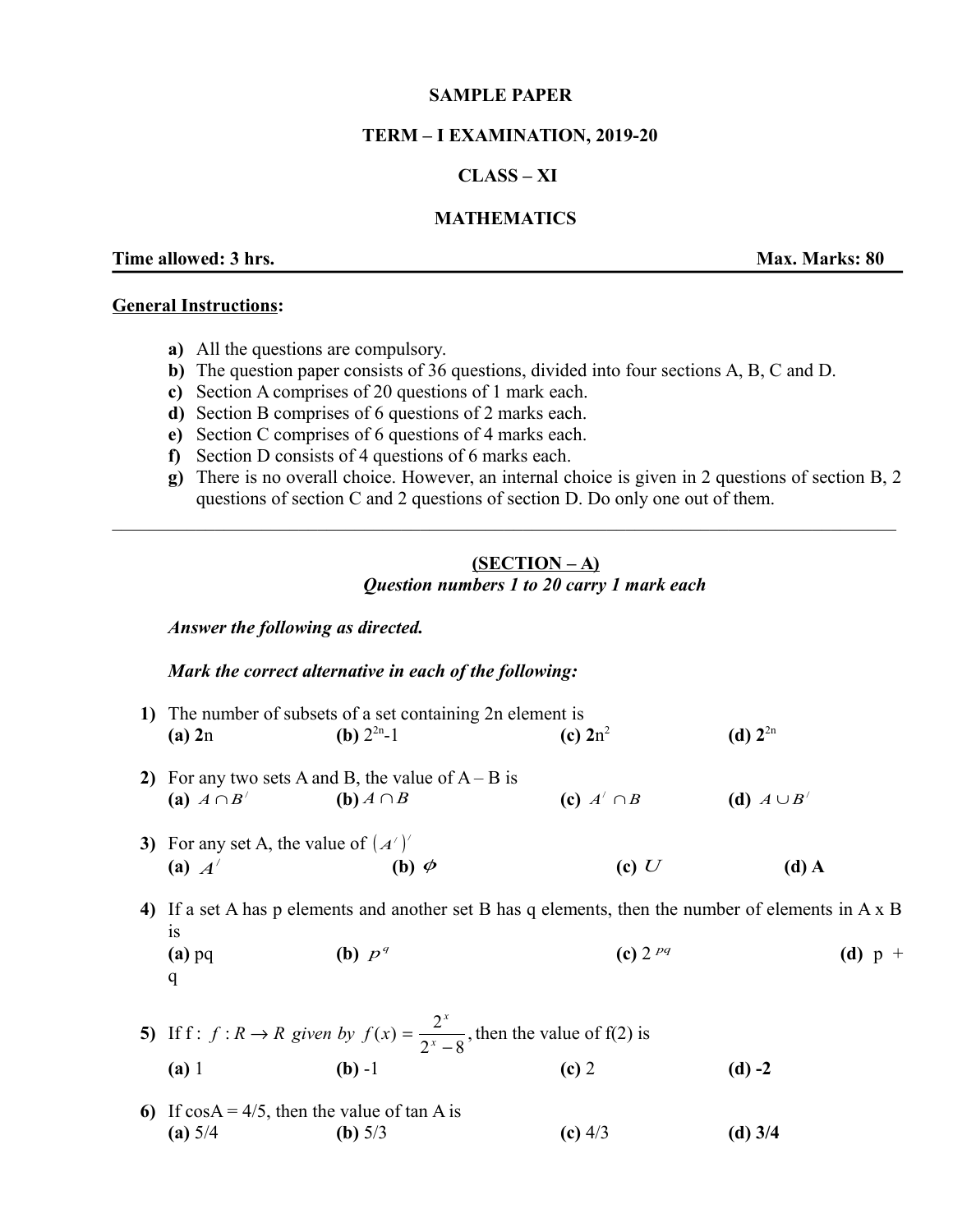**SAMPLE PAPER**

**TERM – I EXAMINATION, 2019-20**

**CLASS – XI**

**MATHEMATICS**

**Time allowed: 3 hrs.** **Max. Marks: 80**

**General Instructions:**

- **a)** All the questions are compulsory.
- **b)** The question paper consists of 36 questions, divided into four sections A, B, C and D.
- **c)** Section A comprises of 20 questions of 1 mark each.
- **d)** Section B comprises of 6 questions of 2 marks each.
- **e)** Section C comprises of 6 questions of 4 marks each.
- **f)** Section D consists of 4 questions of 6 marks each.
- **g)** There is no overall choice. However, an internal choice is given in 2 questions of section B, 2 questions of section C and 2 questions of section D. Do only one out of them.

---

**(SECTION – A)**

***Question numbers 1 to 20 carry 1 mark each***

***Answer the following as directed.***

***Mark the correct alternative in each of the following:***

**1)** The number of subsets of a set containing 2n element is
**(a)** 2n **(b)** $2^{2n}-1$ **(c)** $2n^2$ **(d)** $2^{2n}$

**2)** For any two sets A and B, the value of A – B is
**(a)** $A \cap B'$ **(b)** $A \cap B$ **(c)** $A' \cap B$ **(d)** $A \cup B'$

**3)** For any set A, the value of $(A')'$
**(a)** $A'$ **(b)** $\phi$ **(c)** $U$ **(d)** A

**4)** If a set A has p elements and another set B has q elements, then the number of elements in A x B is
**(a)** pq **(b)** $p^q$ **(c)** $2^{pq}$ **(d)** p + q

**5)** If f : $f: R \rightarrow R$ given by $f(x) = \dfrac{2^x}{2^x - 8}$, then the value of f(2) is
**(a)** 1 **(b)** -1 **(c)** 2 **(d)** -2

**6)** If cosA = 4/5, then the value of tan A is
**(a)** 5/4 **(b)** 5/3 **(c)** 4/3 **(d)** 3/4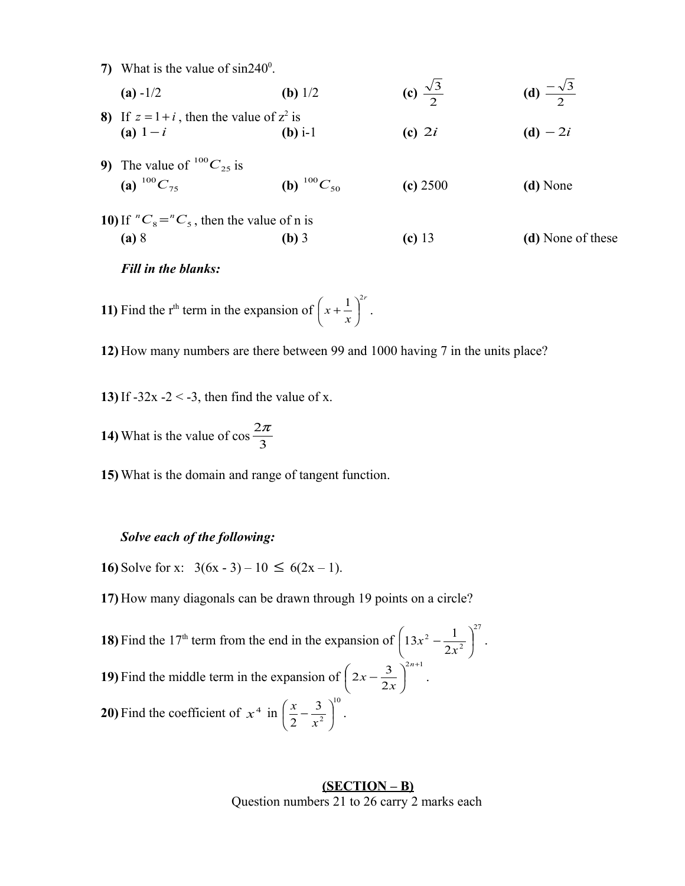**7)** What is the value of $\sin 240^0$.

**(a)** -1/2 **(b)** 1/2 **(c)** $\frac{\sqrt{3}}{2}$ **(d)** $\frac{-\sqrt{3}}{2}$

**8)** If $z = 1 + i$, then the value of $z^2$ is

**(a)** $1 - i$ **(b)** i-1 **(c)** $2i$ **(d)** $-2i$

**9)** The value of ${}^{100}C_{25}$ is

**(a)** ${}^{100}C_{75}$ **(b)** ${}^{100}C_{50}$ **(c)** 2500 **(d)** None

**10)** If ${}^{n}C_{8} = {}^{n}C_{5}$, then the value of n is

**(a)** 8 **(b)** 3 **(c)** 13 **(d)** None of these

***Fill in the blanks:***

**11)** Find the $r^{th}$ term in the expansion of $\left(x + \frac{1}{x}\right)^{2r}$.

**12)** How many numbers are there between 99 and 1000 having 7 in the units place?

**13)** If -32x -2 < -3, then find the value of x.

**14)** What is the value of $\cos\frac{2\pi}{3}$

**15)** What is the domain and range of tangent function.

***Solve each of the following:***

**16)** Solve for x: $3(6x - 3) - 10 \leq 6(2x - 1)$.

**17)** How many diagonals can be drawn through 19 points on a circle?

**18)** Find the $17^{th}$ term from the end in the expansion of $\left(13x^2 - \frac{1}{2x^2}\right)^{27}$.

**19)** Find the middle term in the expansion of $\left(2x - \frac{3}{2x}\right)^{2n+1}$.

**20)** Find the coefficient of $x^4$ in $\left(\frac{x}{2} - \frac{3}{x^2}\right)^{10}$.

**(SECTION – B)**

Question numbers 21 to 26 carry 2 marks each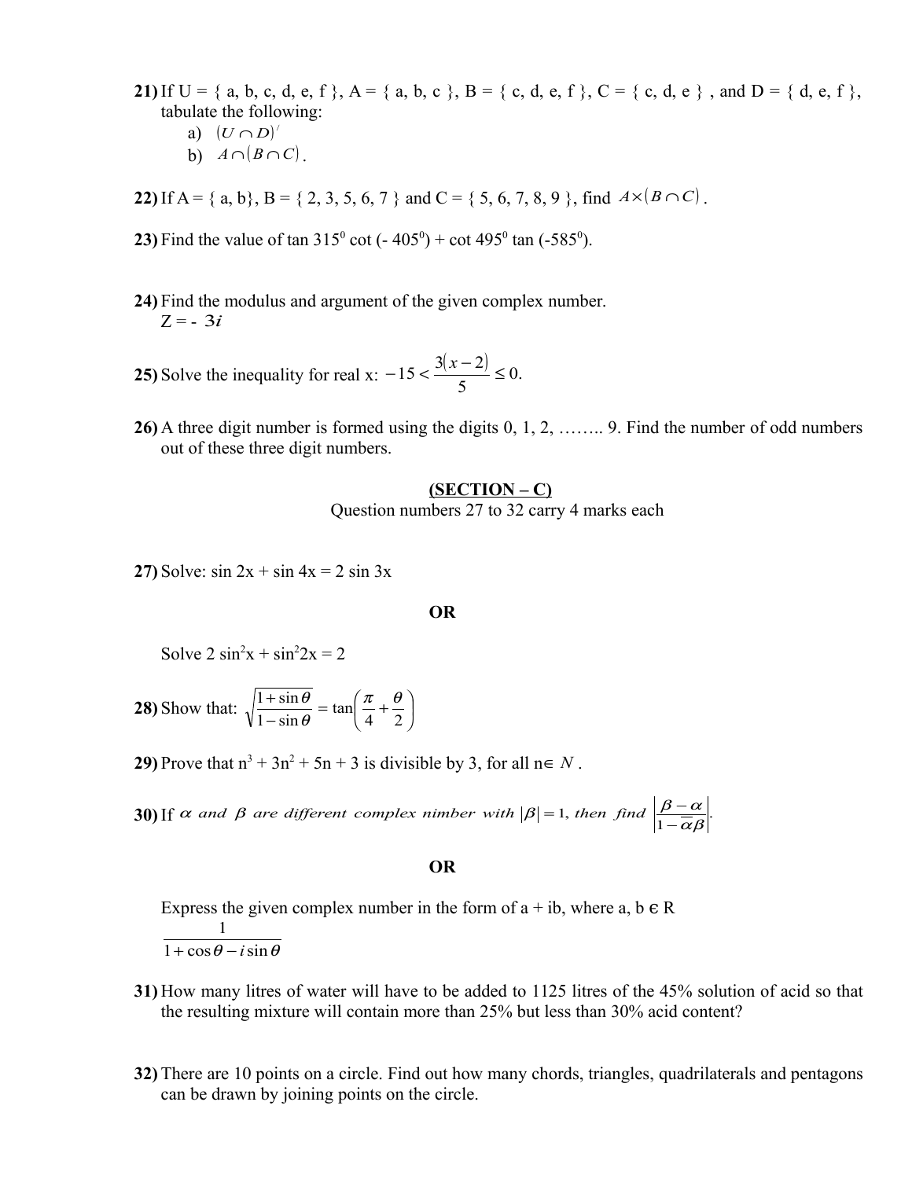**21)** If U = { a, b, c, d, e, f }, A = { a, b, c }, B = { c, d, e, f }, C = { c, d, e } , and D = { d, e, f }, tabulate the following:

a) $(U \cap D)'$

b) $A \cap (B \cap C)$.

**22)** If A = { a, b}, B = { 2, 3, 5, 6, 7 } and C = { 5, 6, 7, 8, 9 }, find $A \times (B \cap C)$.

**23)** Find the value of tan $315^0$ cot ($- 405^0$) + cot $495^0$ tan ($-585^0$).

**24)** Find the modulus and argument of the given complex number.
Z = $-\ 3i$

**25)** Solve the inequality for real x: $-15 < \dfrac{3(x-2)}{5} \leq 0$.

**26)** A three digit number is formed using the digits 0, 1, 2, …….. 9. Find the number of odd numbers out of these three digit numbers.

## (SECTION – C)

Question numbers 27 to 32 carry 4 marks each

**27)** Solve: sin 2x + sin 4x = 2 sin 3x

**OR**

Solve $2 \sin^2 x + \sin^2 2x = 2$

**28)** Show that: $\sqrt{\dfrac{1+\sin\theta}{1-\sin\theta}} = \tan\left(\dfrac{\pi}{4} + \dfrac{\theta}{2}\right)$

**29)** Prove that $n^3 + 3n^2 + 5n + 3$ is divisible by 3, for all n$\in N$.

**30)** If $\alpha$ *and* $\beta$ *are different complex nimber with* $|\beta| = 1$, *then find* $\left|\dfrac{\beta - \alpha}{1 - \overline{\alpha}\beta}\right|$.

**OR**

Express the given complex number in the form of a + ib, where a, b ϵ R

$$\frac{1}{1+\cos\theta - i\sin\theta}$$

**31)** How many litres of water will have to be added to 1125 litres of the 45% solution of acid so that the resulting mixture will contain more than 25% but less than 30% acid content?

**32)** There are 10 points on a circle. Find out how many chords, triangles, quadrilaterals and pentagons can be drawn by joining points on the circle.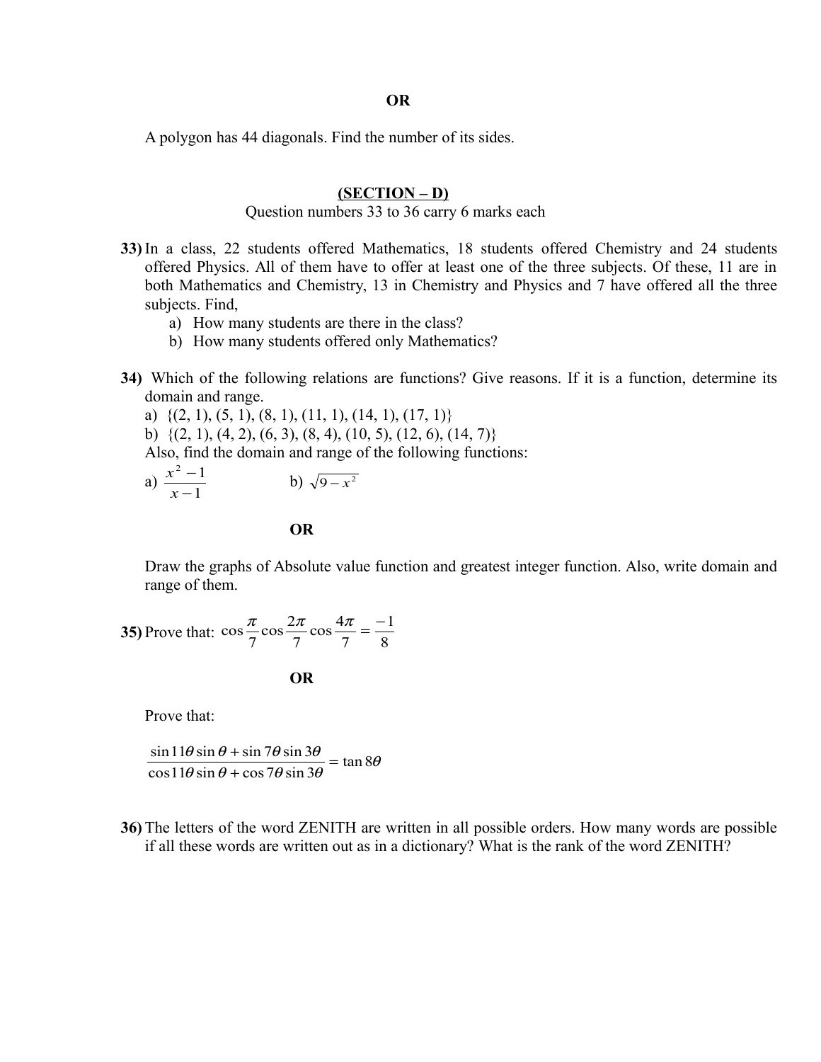**OR**

A polygon has 44 diagonals. Find the number of its sides.

## (SECTION – D)

Question numbers 33 to 36 carry 6 marks each

**33)** In a class, 22 students offered Mathematics, 18 students offered Chemistry and 24 students offered Physics. All of them have to offer at least one of the three subjects. Of these, 11 are in both Mathematics and Chemistry, 13 in Chemistry and Physics and 7 have offered all the three subjects. Find,

a) How many students are there in the class?
b) How many students offered only Mathematics?

**34)** Which of the following relations are functions? Give reasons. If it is a function, determine its domain and range.

a) {(2, 1), (5, 1), (8, 1), (11, 1), (14, 1), (17, 1)}
b) {(2, 1), (4, 2), (6, 3), (8, 4), (10, 5), (12, 6), (14, 7)}

Also, find the domain and range of the following functions:

a) $\dfrac{x^2-1}{x-1}$ b) $\sqrt{9-x^2}$

**OR**

Draw the graphs of Absolute value function and greatest integer function. Also, write domain and range of them.

**35)** Prove that: $\cos\dfrac{\pi}{7}\cos\dfrac{2\pi}{7}\cos\dfrac{4\pi}{7}=\dfrac{-1}{8}$

**OR**

Prove that:

$$\frac{\sin 11\theta \sin\theta + \sin 7\theta \sin 3\theta}{\cos 11\theta \sin\theta + \cos 7\theta \sin 3\theta} = \tan 8\theta$$

**36)** The letters of the word ZENITH are written in all possible orders. How many words are possible if all these words are written out as in a dictionary? What is the rank of the word ZENITH?